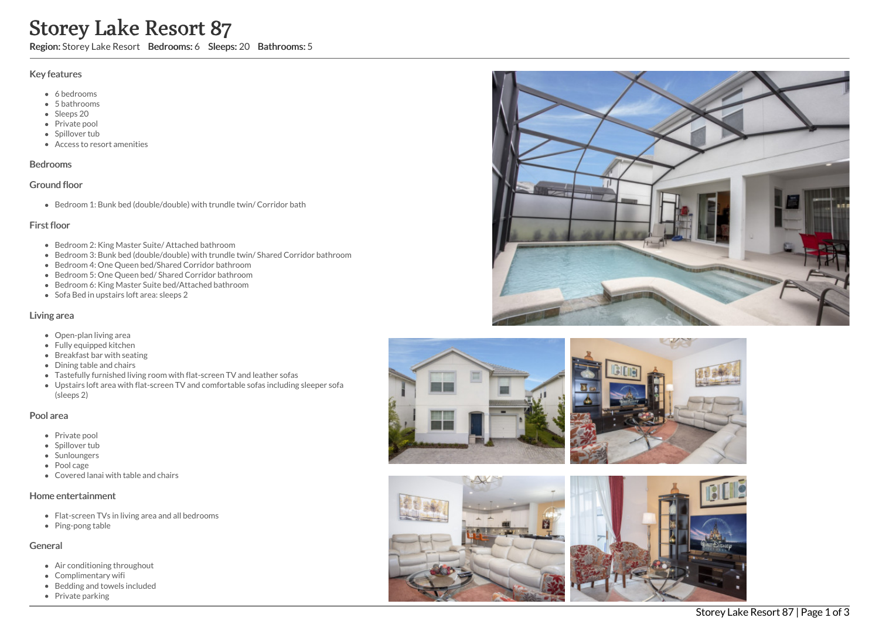# Storey Lake Resort 87

**Region:** Storey Lake Resort **Bedrooms:** 6 **Sleeps:** 20 **Bathrooms:** 5

## Key features

- 6 bedrooms
- 5 bathrooms
- Sleeps 20
- Private pool
- Spillover tub
- Access to resort amenities

## Bedrooms

### Ground floor

- Bedroom 1: Bunk bed (double/double) with trundle twin/ Corridor bath

### First floor

- Bedroom 2: King Master Suite/ Attached bathroom
- Bedroom 3: Bunk bed (double/double) with trundle twin/ Shared Corridor bathroom
- Bedroom 4: One Queen bed/Shared Corridor bathroom
- Bedroom 5: One Queen bed/ Shared Corridor bathroom
- Bedroom 6: King Master Suite bed/Attached bathroom
- Sofa Bed in upstairs loft area: sleeps 2

## Living area

- Open-plan living area
- Fully equipped kitchen
- Breakfast bar with seating
- Dining table and chairs
- Tastefully furnished living room with flat-screen TV and leather sofas
- Upstairs loft area with flat-screen TV and comfortable sofas including sleeper sofa (sleeps 2)

## Pool area

- Private pool
- Spillover tub
- Sunloungers
- Pool cage
- Covered lanai with table and chairs

## Home entertainment

- Flat-screen TVs in living area and all bedrooms
- Ping-pong table

## General

- Air conditioning throughout
- Complimentary wifi
- Bedding and towels included
- Private parking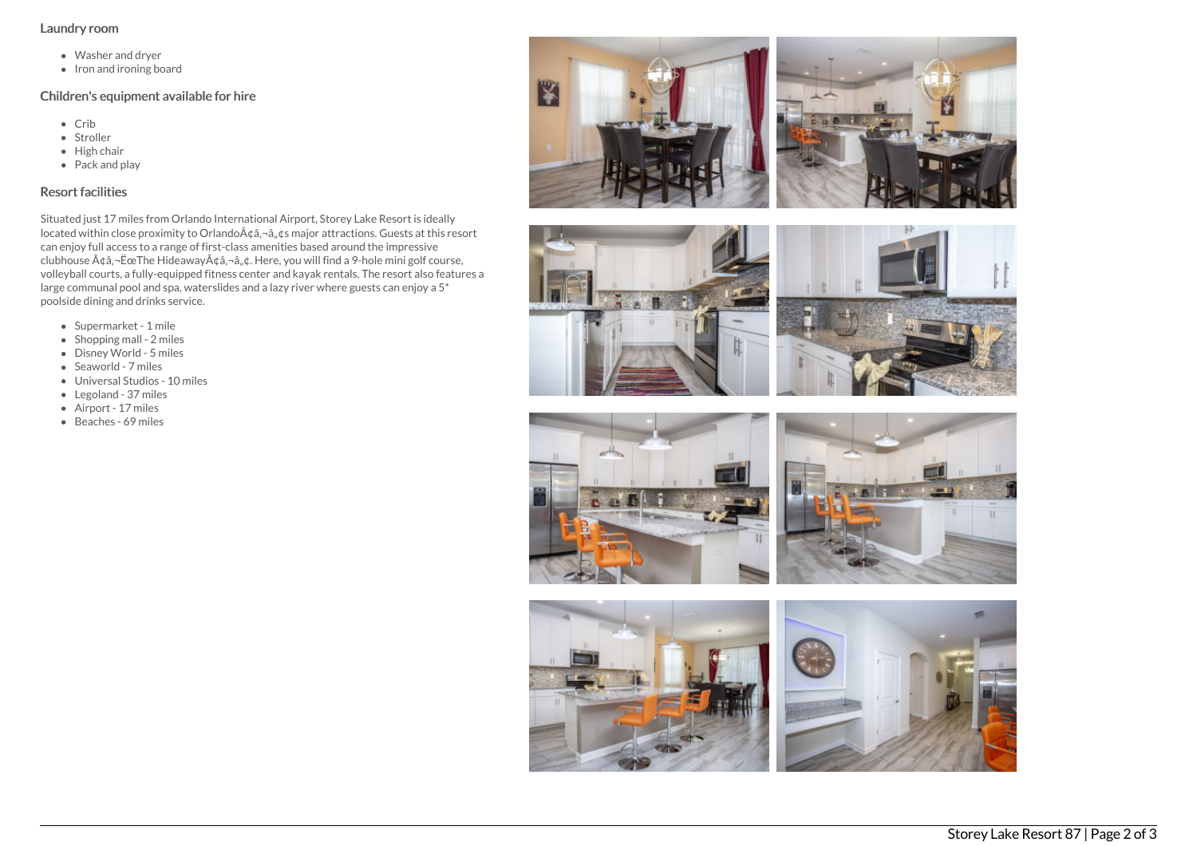### Laundry room

- Washer and dryer
- Iron and ironing board

### Children's equipment available for hire

- Crib
- Stroller
- High chair
- Pack and play

### Resort facilities

Situated just 17 miles from Orlando International Airport, Storey Lake Resort is ideally located within close proximity to OrlandoÃ¢â‚¬â„¢s major attractions. Guests at this resort can enjoy full access to a range of first-class amenities based around the impressive clubhouse Ã¢â‚¬ËœThe HideawayÃ¢â‚¬â„¢. Here, you will find a 9-hole mini golf course, volleyball courts, a fully-equipped fitness center and kayak rentals. The resort also features a large communal pool and spa, waterslides and a lazy river where guests can enjoy a 5* poolside dining and drinks service.

- Supermarket - 1 mile
- Shopping mall - 2 miles
- Disney World - 5 miles
- Seaworld - 7 miles
- Universal Studios - 10 miles
- Legoland - 37 miles
- Airport - 17 miles
- Beaches - 69 miles